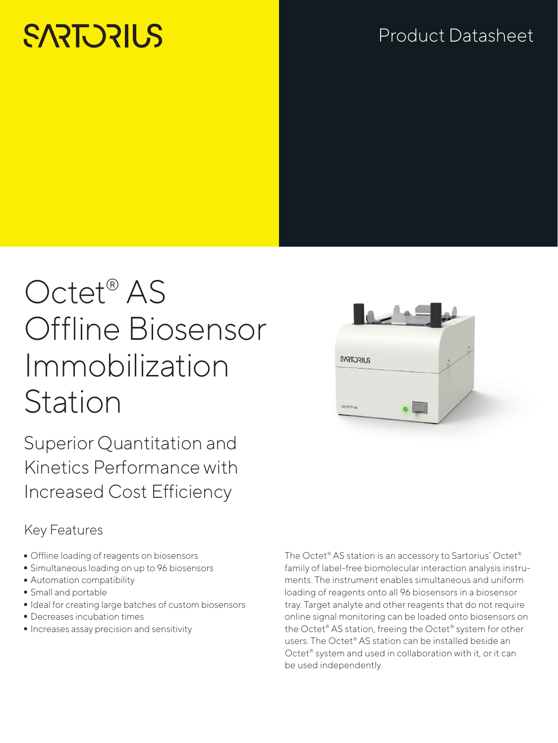SARTORIUS

Product Datasheet

# Octet® AS Offline Biosensor Immobilization Station

## Superior Quantitation and Kinetics Performance with Increased Cost Efficiency

### Key Features

- Offline loading of reagents on biosensors
- Simultaneous loading on up to 96 biosensors
- Automation compatibility
- Small and portable
- Ideal for creating large batches of custom biosensors
- Decreases incubation times
- Increases assay precision and sensitivity

The Octet® AS station is an accessory to Sartorius' Octet® family of label-free biomolecular interaction analysis instruments. The instrument enables simultaneous and uniform loading of reagents onto all 96 biosensors in a biosensor tray. Target analyte and other reagents that do not require online signal monitoring can be loaded onto biosensors on the Octet® AS station, freeing the Octet® system for other users. The Octet® AS station can be installed beside an Octet® system and used in collaboration with it, or it can be used independently.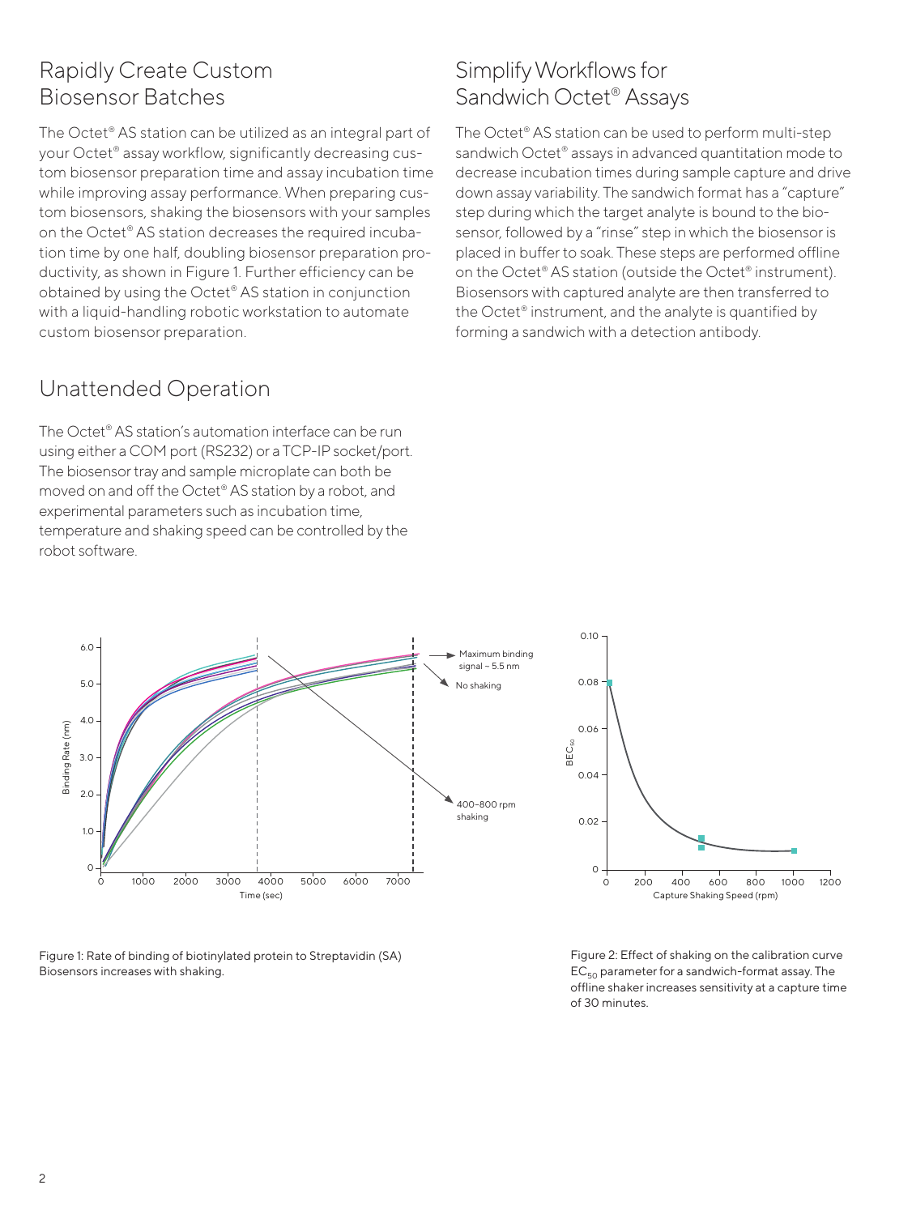## Rapidly Create Custom Biosensor Batches

The Octet® AS station can be utilized as an integral part of your Octet® assay workflow, significantly decreasing custom biosensor preparation time and assay incubation time while improving assay performance. When preparing custom biosensors, shaking the biosensors with your samples on the Octet® AS station decreases the required incubation time by one half, doubling biosensor preparation productivity, as shown in Figure 1. Further efficiency can be obtained by using the Octet® AS station in conjunction with a liquid-handling robotic workstation to automate custom biosensor preparation.

## Unattended Operation

The Octet® AS station's automation interface can be run using either a COM port (RS232) or a TCP-IP socket/port. The biosensor tray and sample microplate can both be moved on and off the Octet® AS station by a robot, and experimental parameters such as incubation time, temperature and shaking speed can be controlled by the robot software.

## Simplify Workflows for Sandwich Octet® Assays

The Octet® AS station can be used to perform multi-step sandwich Octet® assays in advanced quantitation mode to decrease incubation times during sample capture and drive down assay variability. The sandwich format has a "capture" step during which the target analyte is bound to the biosensor, followed by a "rinse" step in which the biosensor is placed in buffer to soak. These steps are performed offline on the Octet® AS station (outside the Octet® instrument). Biosensors with captured analyte are then transferred to the Octet® instrument, and the analyte is quantified by forming a sandwich with a detection antibody.

Figure 1: Rate of binding of biotinylated protein to Streptavidin (SA) Biosensors increases with shaking.

Figure 2: Effect of shaking on the calibration curve $EC_{50}$ parameter for a sandwich-format assay. The offline shaker increases sensitivity at a capture time of 30 minutes.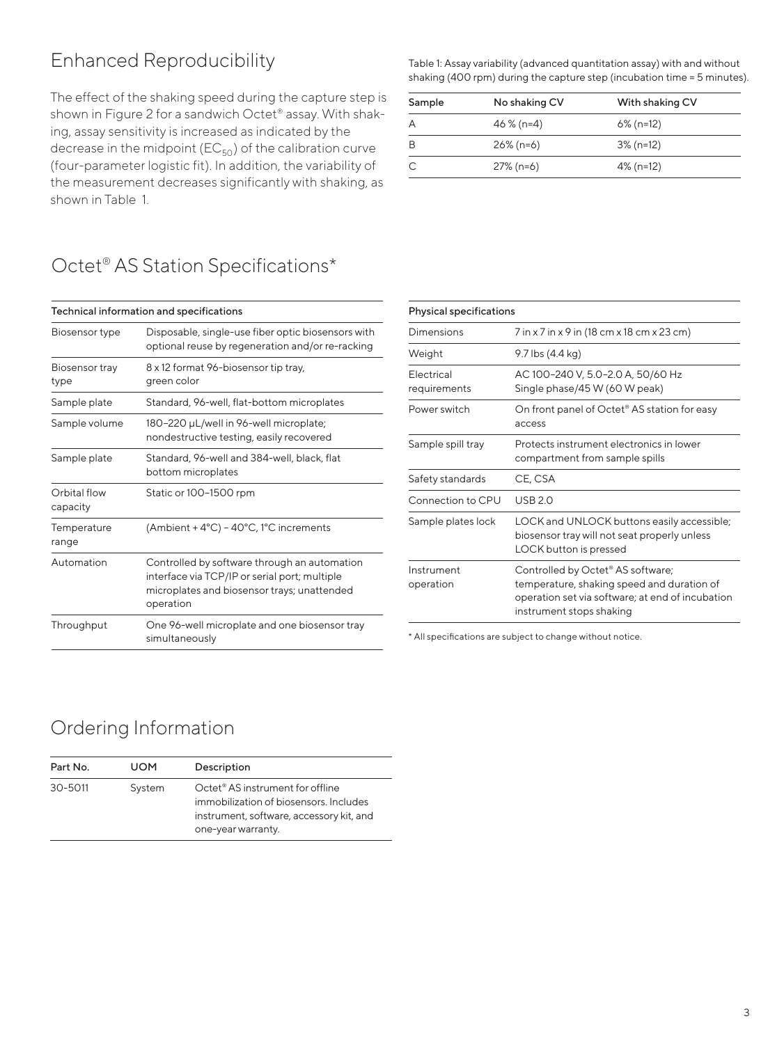## Enhanced Reproducibility

The effect of the shaking speed during the capture step is shown in Figure 2 for a sandwich Octet® assay. With shaking, assay sensitivity is increased as indicated by the decrease in the midpoint ($EC_{50}$) of the calibration curve (four-parameter logistic fit). In addition, the variability of the measurement decreases significantly with shaking, as shown in Table 1.

Table 1: Assay variability (advanced quantitation assay) with and without shaking (400 rpm) during the capture step (incubation time = 5 minutes).

| Sample | No shaking CV | With shaking CV |
|---|---|---|
| A | 46 % (n=4) | 6% (n=12) |
| B | 26% (n=6) | 3% (n=12) |
| C | 27% (n=6) | 4% (n=12) |

## Octet® AS Station Specifications*

| Technical information and specifications | |
|---|---|
| Biosensor type | Disposable, single-use fiber optic biosensors with optional reuse by regeneration and/or re-racking |
| Biosensor tray type | 8 x 12 format 96-biosensor tip tray, green color |
| Sample plate | Standard, 96-well, flat-bottom microplates |
| Sample volume | 180–220 µL/well in 96-well microplate; nondestructive testing, easily recovered |
| Sample plate | Standard, 96-well and 384-well, black, flat bottom microplates |
| Orbital flow capacity | Static or 100–1500 rpm |
| Temperature range | (Ambient + 4°C) – 40°C, 1°C increments |
| Automation | Controlled by software through an automation interface via TCP/IP or serial port; multiple microplates and biosensor trays; unattended operation |
| Throughput | One 96-well microplate and one biosensor tray simultaneously |

| Physical specifications | |
|---|---|
| Dimensions | 7 in x 7 in x 9 in (18 cm x 18 cm x 23 cm) |
| Weight | 9.7 lbs (4.4 kg) |
| Electrical requirements | AC 100–240 V, 5.0–2.0 A, 50/60 Hz Single phase/45 W (60 W peak) |
| Power switch | On front panel of Octet® AS station for easy access |
| Sample spill tray | Protects instrument electronics in lower compartment from sample spills |
| Safety standards | CE, CSA |
| Connection to CPU | USB 2.0 |
| Sample plates lock | LOCK and UNLOCK buttons easily accessible; biosensor tray will not seat properly unless LOCK button is pressed |
| Instrument operation | Controlled by Octet® AS software; temperature, shaking speed and duration of operation set via software; at end of incubation instrument stops shaking |

* All specifications are subject to change without notice.

## Ordering Information

| Part No. | UOM | Description |
|---|---|---|
| 30-5011 | System | Octet® AS instrument for offline immobilization of biosensors. Includes instrument, software, accessory kit, and one-year warranty. |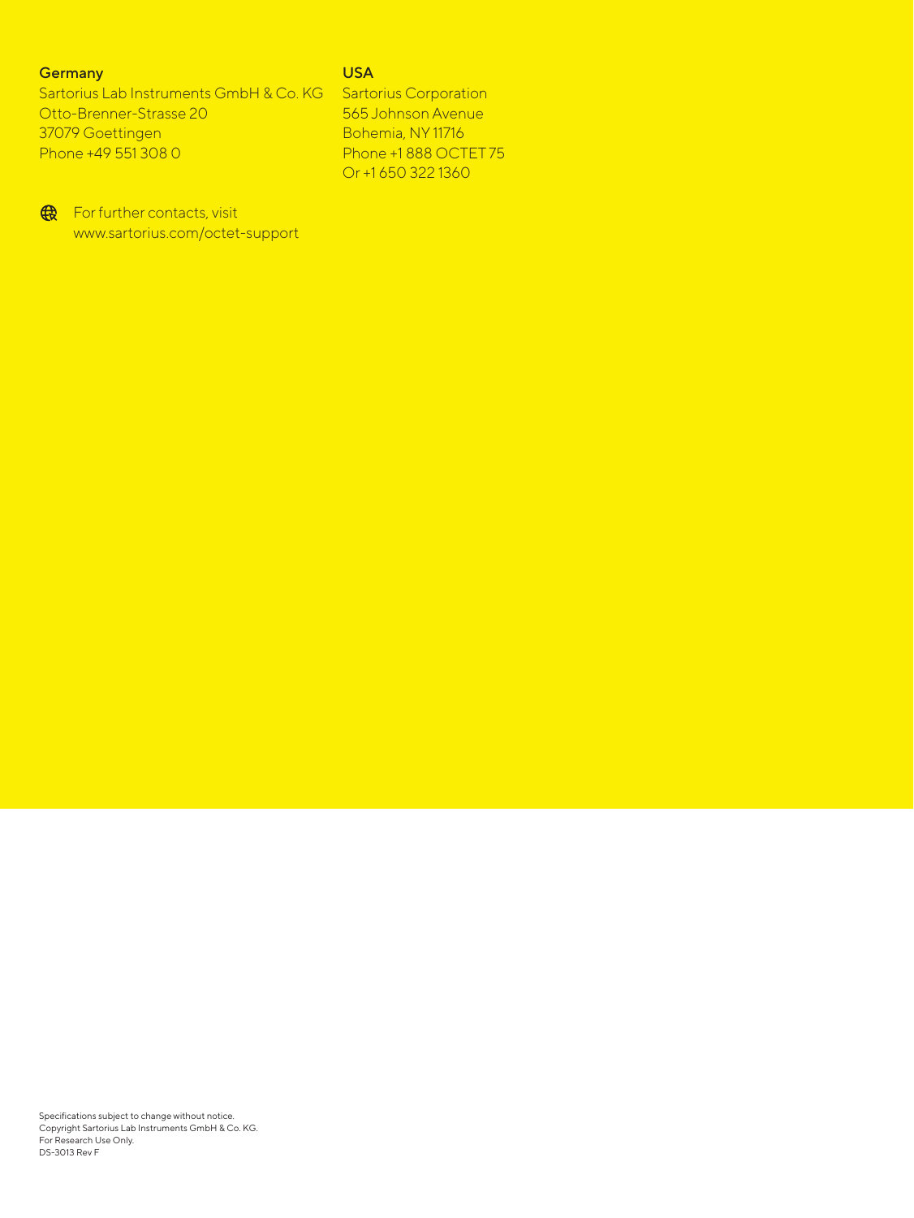**Germany**

Sartorius Lab Instruments GmbH & Co. KG
Otto-Brenner-Strasse 20
37079 Goettingen
Phone +49 551 308 0

**USA**

Sartorius Corporation
565 Johnson Avenue
Bohemia, NY 11716
Phone +1 888 OCTET 75
Or +1 650 322 1360

For further contacts, visit
www.sartorius.com/octet-support

Specifications subject to change without notice.
Copyright Sartorius Lab Instruments GmbH & Co. KG.
For Research Use Only.
DS-3013 Rev F